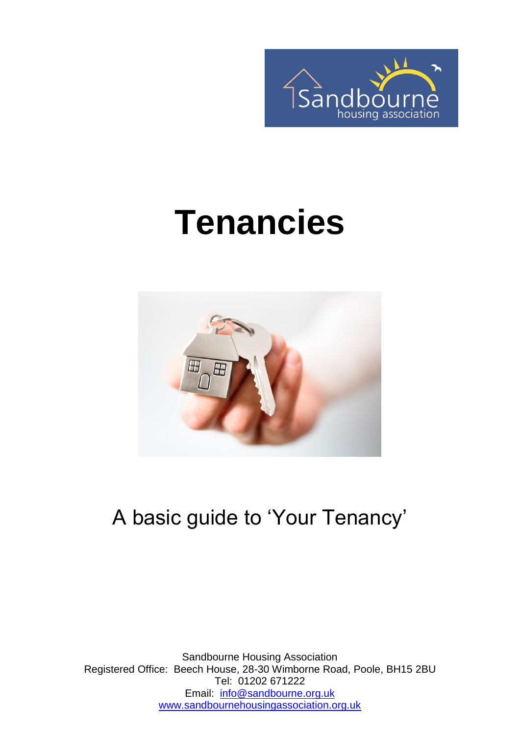# Tenancies

A basic guide to 'Your Tenancy'

Sandbourne Housing Association
Registered Office: Beech House, 28-30 Wimborne Road, Poole, BH15 2BU
Tel: 01202 671222
Email: info@sandbourne.org.uk
www.sandbournehousingassociation.org.uk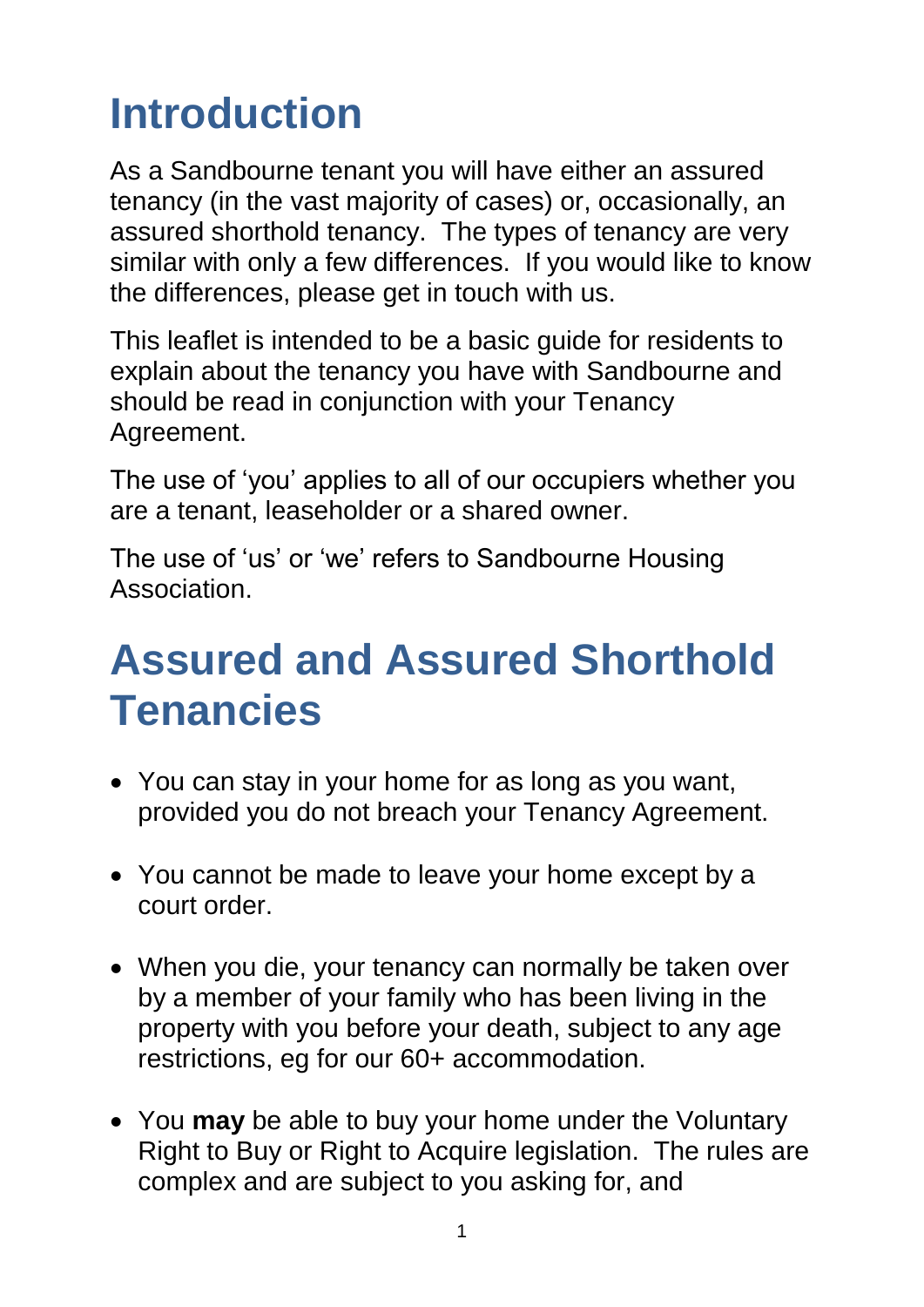# Introduction

As a Sandbourne tenant you will have either an assured tenancy (in the vast majority of cases) or, occasionally, an assured shorthold tenancy. The types of tenancy are very similar with only a few differences. If you would like to know the differences, please get in touch with us.

This leaflet is intended to be a basic guide for residents to explain about the tenancy you have with Sandbourne and should be read in conjunction with your Tenancy Agreement.

The use of 'you' applies to all of our occupiers whether you are a tenant, leaseholder or a shared owner.

The use of 'us' or 'we' refers to Sandbourne Housing Association.

# Assured and Assured Shorthold Tenancies

- You can stay in your home for as long as you want, provided you do not breach your Tenancy Agreement.
- You cannot be made to leave your home except by a court order.
- When you die, your tenancy can normally be taken over by a member of your family who has been living in the property with you before your death, subject to any age restrictions, eg for our 60+ accommodation.
- You **may** be able to buy your home under the Voluntary Right to Buy or Right to Acquire legislation. The rules are complex and are subject to you asking for, and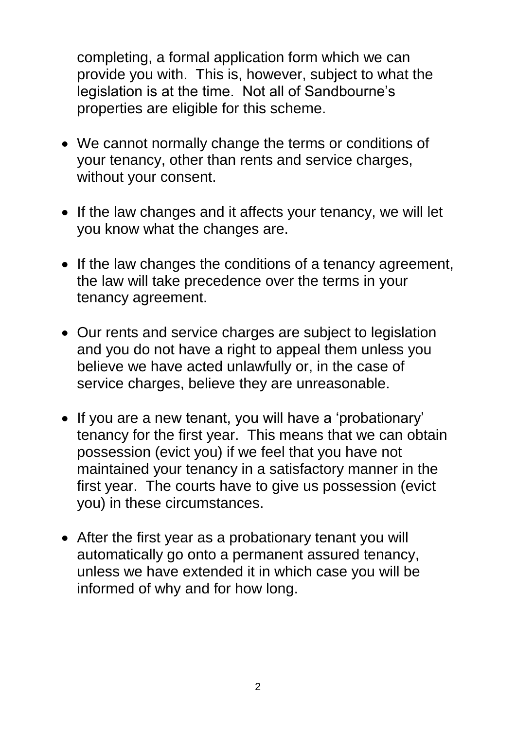completing, a formal application form which we can provide you with. This is, however, subject to what the legislation is at the time. Not all of Sandbourne's properties are eligible for this scheme.

- We cannot normally change the terms or conditions of your tenancy, other than rents and service charges, without your consent.
- If the law changes and it affects your tenancy, we will let you know what the changes are.
- If the law changes the conditions of a tenancy agreement, the law will take precedence over the terms in your tenancy agreement.
- Our rents and service charges are subject to legislation and you do not have a right to appeal them unless you believe we have acted unlawfully or, in the case of service charges, believe they are unreasonable.
- If you are a new tenant, you will have a 'probationary' tenancy for the first year. This means that we can obtain possession (evict you) if we feel that you have not maintained your tenancy in a satisfactory manner in the first year. The courts have to give us possession (evict you) in these circumstances.
- After the first year as a probationary tenant you will automatically go onto a permanent assured tenancy, unless we have extended it in which case you will be informed of why and for how long.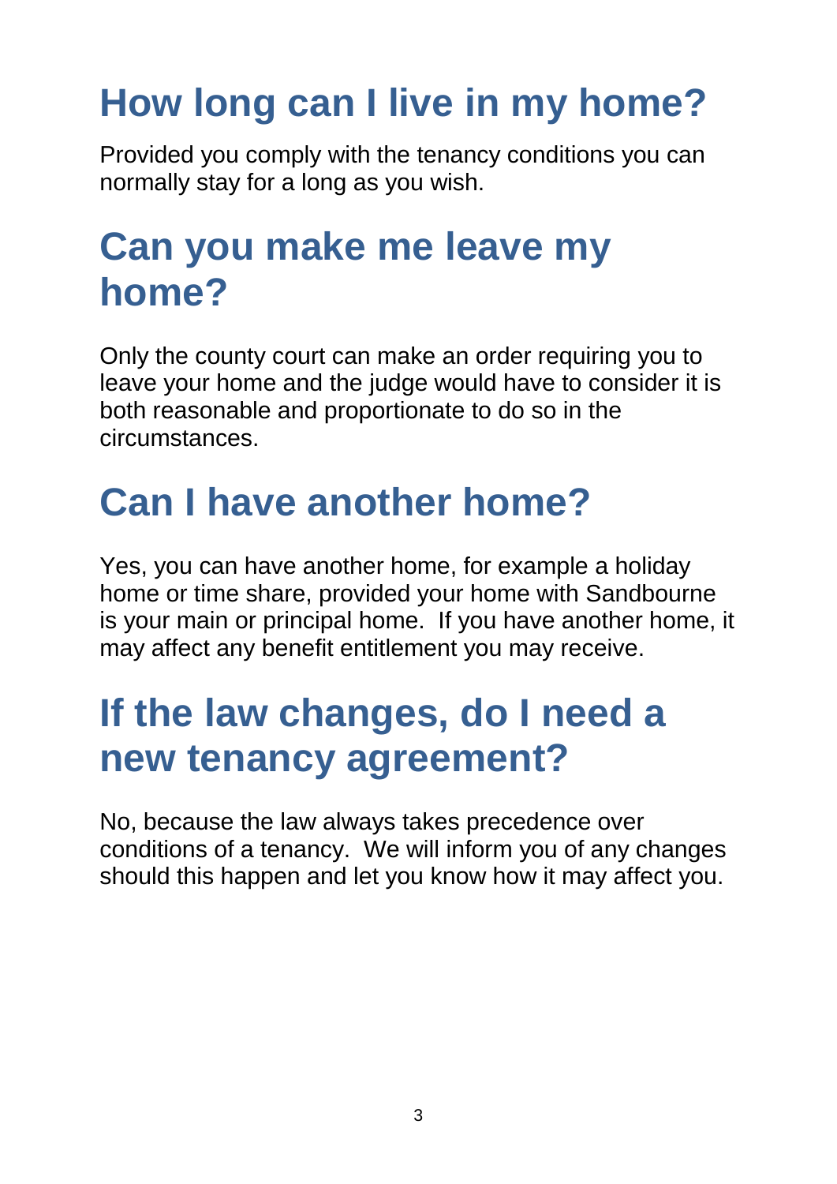## How long can I live in my home?

Provided you comply with the tenancy conditions you can normally stay for a long as you wish.

## Can you make me leave my home?

Only the county court can make an order requiring you to leave your home and the judge would have to consider it is both reasonable and proportionate to do so in the circumstances.

## Can I have another home?

Yes, you can have another home, for example a holiday home or time share, provided your home with Sandbourne is your main or principal home. If you have another home, it may affect any benefit entitlement you may receive.

## If the law changes, do I need a new tenancy agreement?

No, because the law always takes precedence over conditions of a tenancy. We will inform you of any changes should this happen and let you know how it may affect you.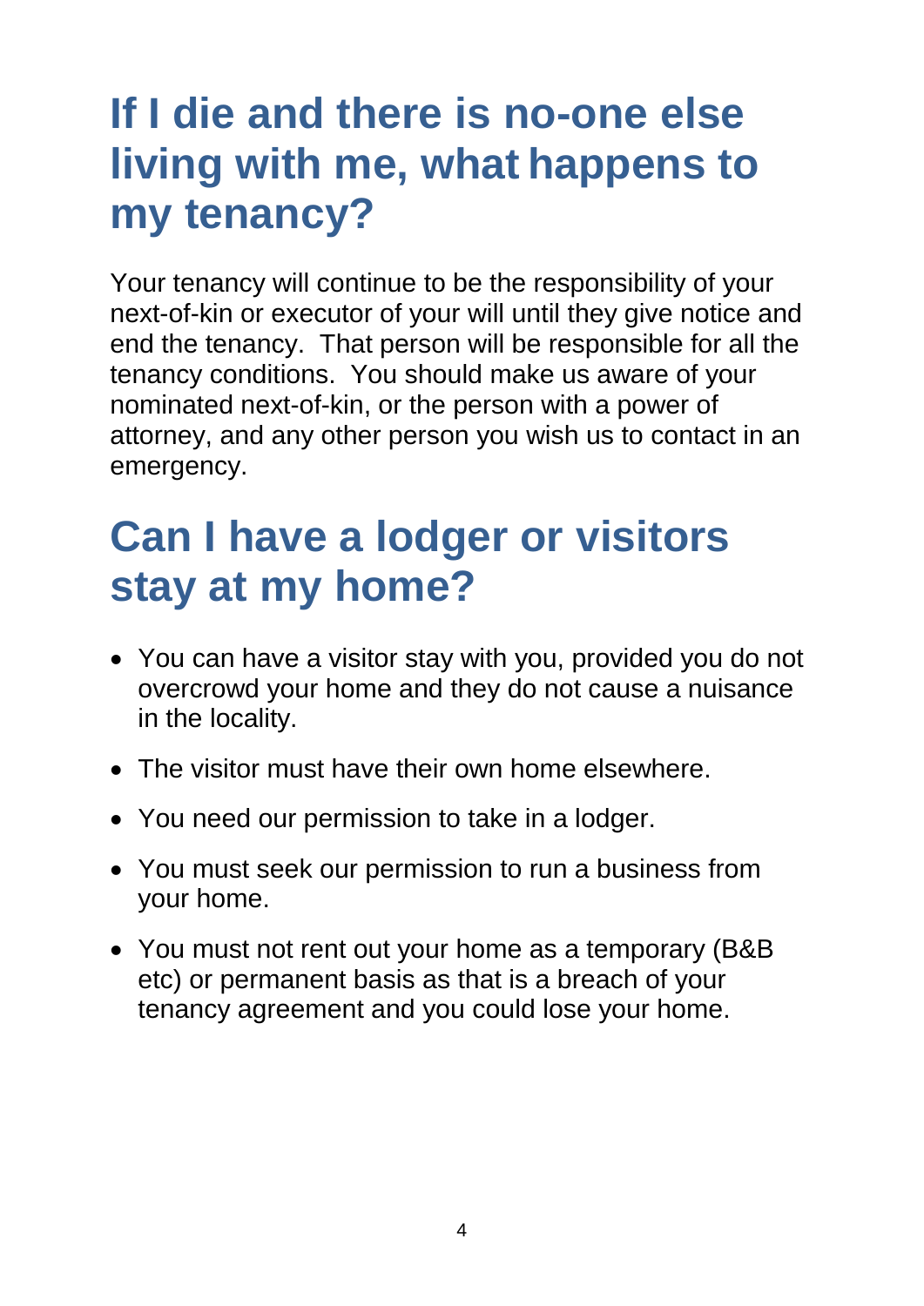# If I die and there is no-one else living with me, what happens to my tenancy?

Your tenancy will continue to be the responsibility of your next-of-kin or executor of your will until they give notice and end the tenancy. That person will be responsible for all the tenancy conditions. You should make us aware of your nominated next-of-kin, or the person with a power of attorney, and any other person you wish us to contact in an emergency.

# Can I have a lodger or visitors stay at my home?

- You can have a visitor stay with you, provided you do not overcrowd your home and they do not cause a nuisance in the locality.
- The visitor must have their own home elsewhere.
- You need our permission to take in a lodger.
- You must seek our permission to run a business from your home.
- You must not rent out your home as a temporary (B&B etc) or permanent basis as that is a breach of your tenancy agreement and you could lose your home.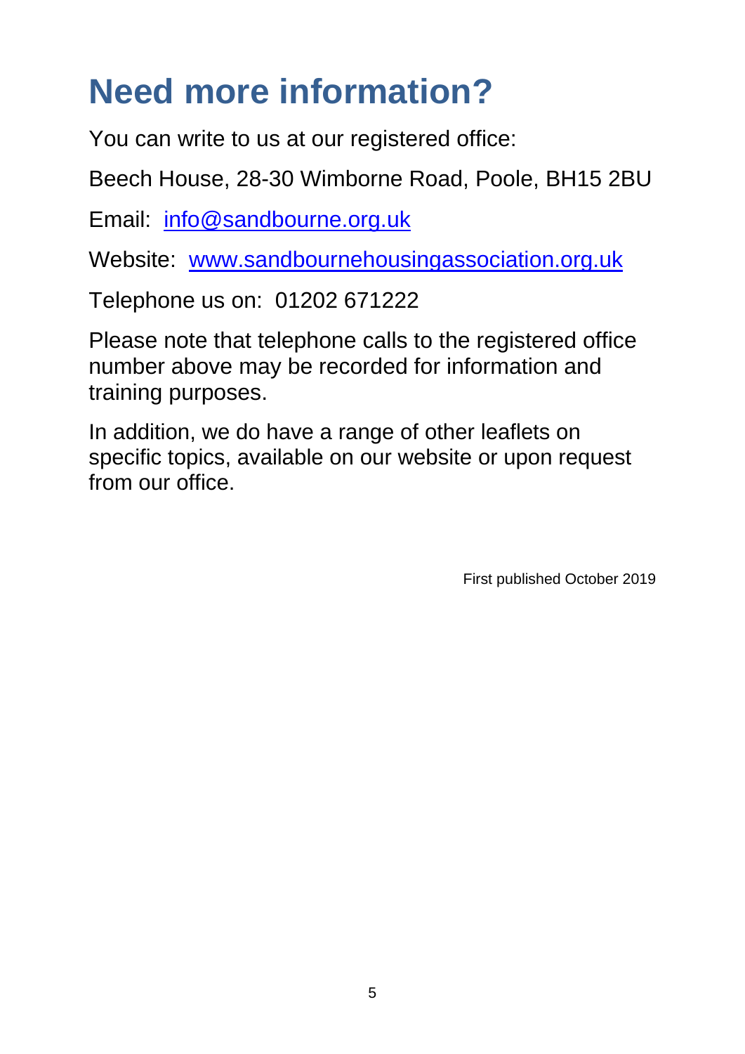# Need more information?

You can write to us at our registered office:

Beech House, 28-30 Wimborne Road, Poole, BH15 2BU

Email: info@sandbourne.org.uk

Website: www.sandbournehousingassociation.org.uk

Telephone us on: 01202 671222

Please note that telephone calls to the registered office number above may be recorded for information and training purposes.

In addition, we do have a range of other leaflets on specific topics, available on our website or upon request from our office.

First published October 2019